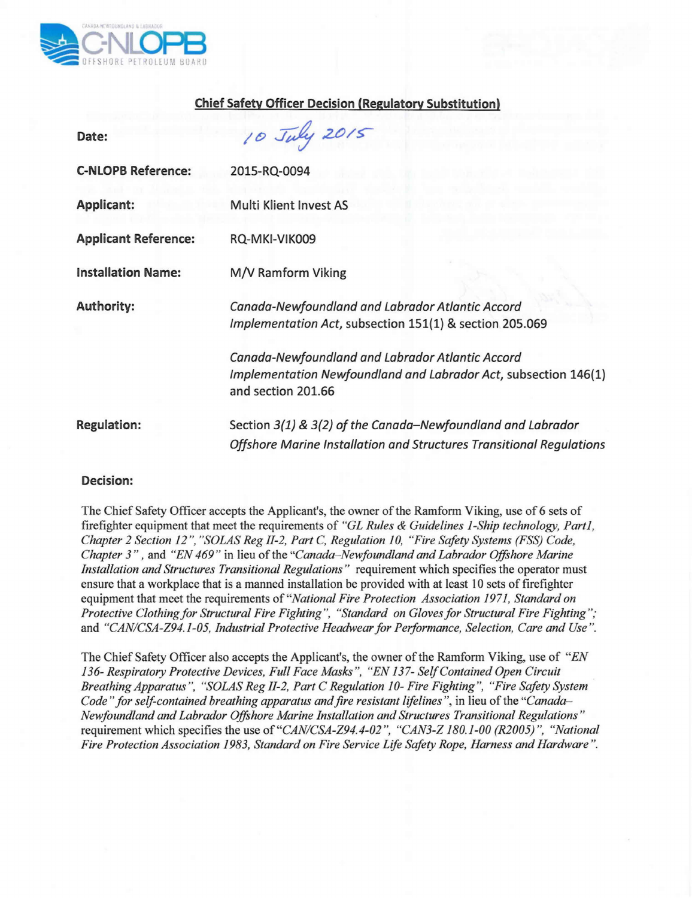CANADA-NEWFOUNDLAND & LABRADOR
C-NLOPB
OFFSHORE PETROLEUM BOARD

## Chief Safety Officer Decision (Regulatory Substitution)

| | |
|---|---|
| **Date:** | 10 July 2015 |
| **C-NLOPB Reference:** | 2015-RQ-0094 |
| **Applicant:** | Multi Klient Invest AS |
| **Applicant Reference:** | RQ-MKI-VIK009 |
| **Installation Name:** | M/V Ramform Viking |
| **Authority:** | *Canada-Newfoundland and Labrador Atlantic Accord Implementation Act*, subsection 151(1) & section 205.069<br><br>*Canada-Newfoundland and Labrador Atlantic Accord Implementation Newfoundland and Labrador Act*, subsection 146(1) and section 201.66 |
| **Regulation:** | Section *3(1) & 3(2) of the Canada–Newfoundland and Labrador Offshore Marine Installation and Structures Transitional Regulations* |

**Decision:**

The Chief Safety Officer accepts the Applicant's, the owner of the Ramform Viking, use of 6 sets of firefighter equipment that meet the requirements of *"GL Rules & Guidelines 1-Ship technology, Part1, Chapter 2 Section 12"*, *"SOLAS Reg II-2, Part C, Regulation 10, "Fire Safety Systems (FSS) Code, Chapter 3"*, and *"EN 469"* in lieu of the *"Canada–Newfoundland and Labrador Offshore Marine Installation and Structures Transitional Regulations"* requirement which specifies the operator must ensure that a workplace that is a manned installation be provided with at least 10 sets of firefighter equipment that meet the requirements of *"National Fire Protection Association 1971, Standard on Protective Clothing for Structural Fire Fighting"*, *"Standard on Gloves for Structural Fire Fighting"*; and *"CAN/CSA-Z94.1-05, Industrial Protective Headwear for Performance, Selection, Care and Use"*.

The Chief Safety Officer also accepts the Applicant's, the owner of the Ramform Viking, use of *"EN 136- Respiratory Protective Devices, Full Face Masks"*, *"EN 137- Self Contained Open Circuit Breathing Apparatus"*, *"SOLAS Reg II-2, Part C Regulation 10- Fire Fighting"*, *"Fire Safety System Code" for self-contained breathing apparatus and fire resistant lifelines"*, in lieu of the *"Canada–Newfoundland and Labrador Offshore Marine Installation and Structures Transitional Regulations"* requirement which specifies the use of *"CAN/CSA-Z94.4-02"*, *"CAN3-Z 180.1-00 (R2005)"*, *"National Fire Protection Association 1983, Standard on Fire Service Life Safety Rope, Harness and Hardware"*.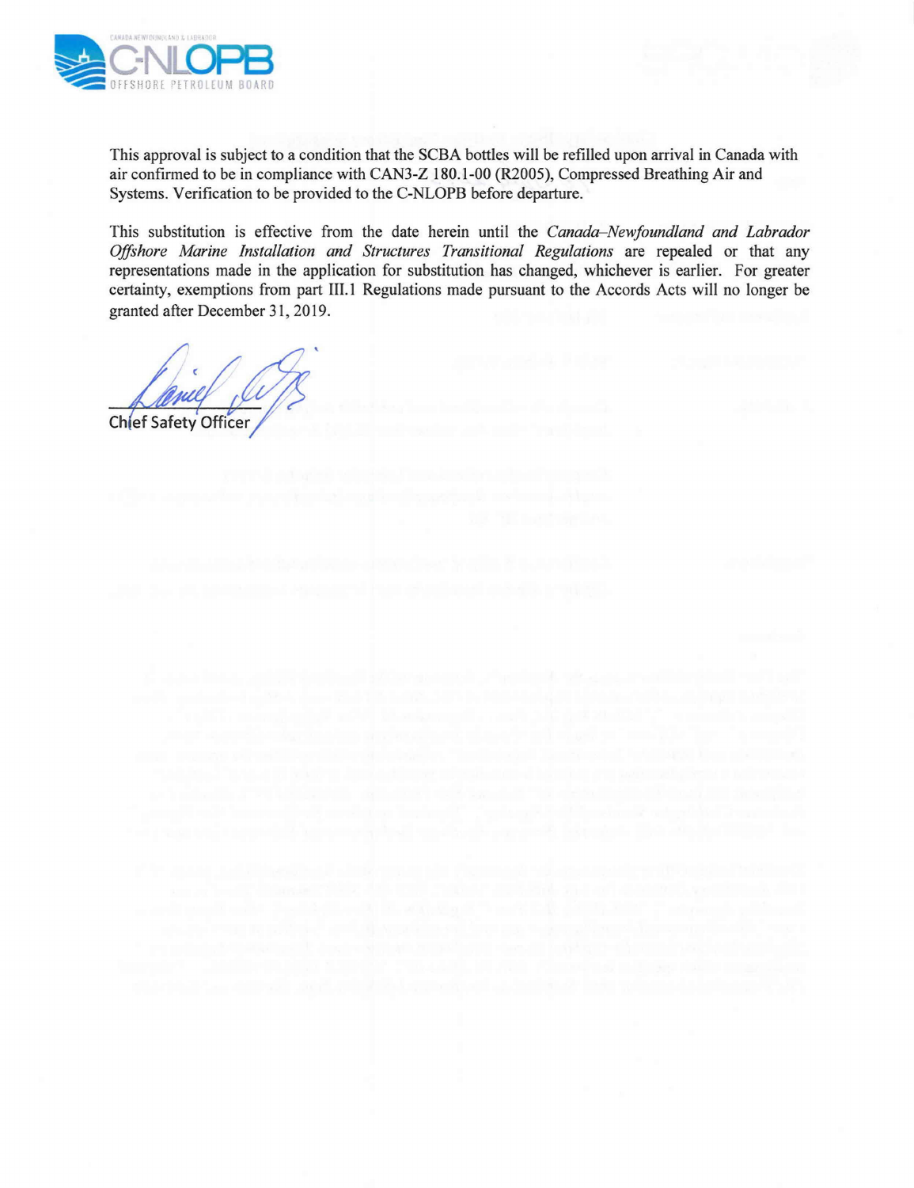This approval is subject to a condition that the SCBA bottles will be refilled upon arrival in Canada with air confirmed to be in compliance with CAN3-Z 180.1-00 (R2005), Compressed Breathing Air and Systems. Verification to be provided to the C-NLOPB before departure.

This substitution is effective from the date herein until the *Canada–Newfoundland and Labrador Offshore Marine Installation and Structures Transitional Regulations* are repealed or that any representations made in the application for substitution has changed, whichever is earlier. For greater certainty, exemptions from part III.1 Regulations made pursuant to the Accords Acts will no longer be granted after December 31, 2019.

Chief Safety Officer